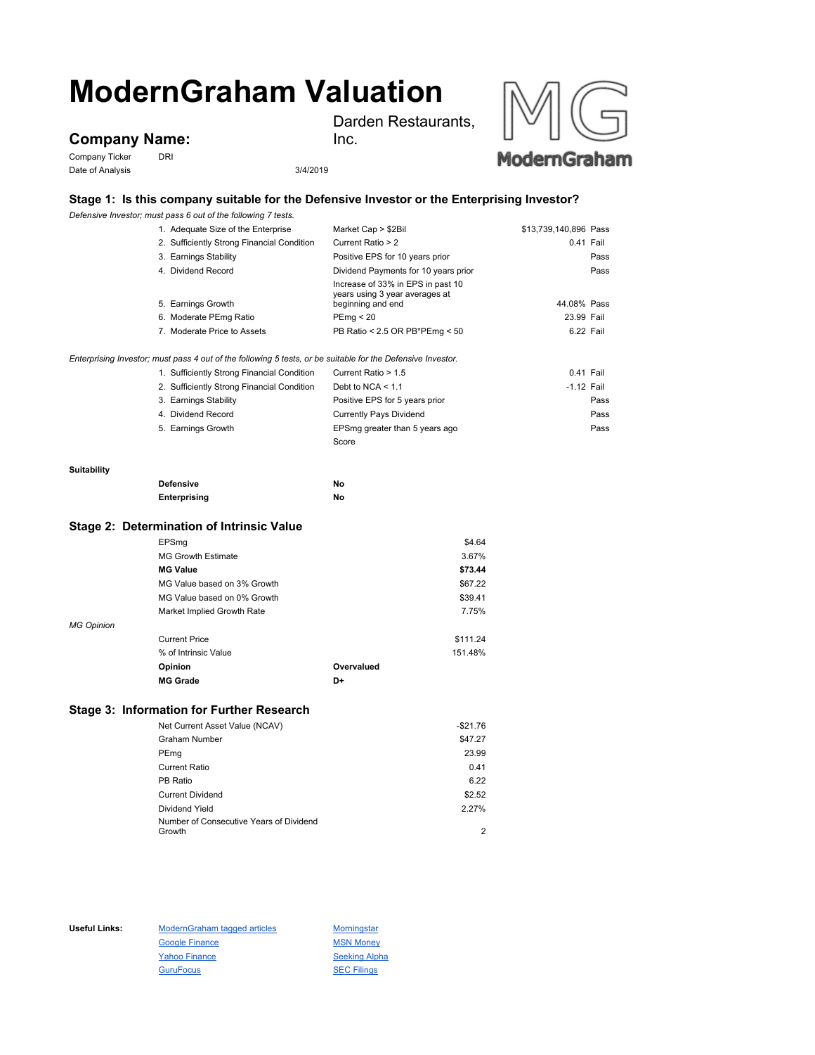# ModernGraham Valuation

## Company Name:

Darden Restaurants, Inc.

Company Ticker DRI

Date of Analysis 3/4/2019

### Stage 1: Is this company suitable for the Defensive Investor or the Enterprising Investor?

*Defensive Investor; must pass 6 out of the following 7 tests.*

| | | | |
|---|---|---|---|
| 1. Adequate Size of the Enterprise | Market Cap > $2Bil | $13,739,140,896 | Pass |
| 2. Sufficiently Strong Financial Condition | Current Ratio > 2 | 0.41 | Fail |
| 3. Earnings Stability | Positive EPS for 10 years prior | | Pass |
| 4. Dividend Record | Dividend Payments for 10 years prior | | Pass |
| 5. Earnings Growth | Increase of 33% in EPS in past 10 years using 3 year averages at beginning and end | 44.08% | Pass |
| 6. Moderate PEmg Ratio | PEmg < 20 | 23.99 | Fail |
| 7. Moderate Price to Assets | PB Ratio < 2.5 OR PB*PEmg < 50 | 6.22 | Fail |

*Enterprising Investor; must pass 4 out of the following 5 tests, or be suitable for the Defensive Investor.*

| | | | |
|---|---|---|---|
| 1. Sufficiently Strong Financial Condition | Current Ratio > 1.5 | 0.41 | Fail |
| 2. Sufficiently Strong Financial Condition | Debt to NCA < 1.1 | -1.12 | Fail |
| 3. Earnings Stability | Positive EPS for 5 years prior | | Pass |
| 4. Dividend Record | Currently Pays Dividend | | Pass |
| 5. Earnings Growth | EPSmg greater than 5 years ago | | Pass |
| | Score | | |

**Suitability**

| | |
|---|---|
| **Defensive** | **No** |
| **Enterprising** | **No** |

### Stage 2: Determination of Intrinsic Value

| | | |
|---|---|---|
| EPSmg | | $4.64 |
| MG Growth Estimate | | 3.67% |
| **MG Value** | | **$73.44** |
| MG Value based on 3% Growth | | $67.22 |
| MG Value based on 0% Growth | | $39.41 |
| Market Implied Growth Rate | | 7.75% |

*MG Opinion*

| | | |
|---|---|---|
| Current Price | | $111.24 |
| % of Intrinsic Value | | 151.48% |
| **Opinion** | **Overvalued** | |
| **MG Grade** | **D+** | |

### Stage 3: Information for Further Research

| | |
|---|---|
| Net Current Asset Value (NCAV) | -$21.76 |
| Graham Number | $47.27 |
| PEmg | 23.99 |
| Current Ratio | 0.41 |
| PB Ratio | 6.22 |
| Current Dividend | $2.52 |
| Dividend Yield | 2.27% |
| Number of Consecutive Years of Dividend Growth | 2 |

**Useful Links:**

- ModernGraham tagged articles
- Morningstar
- Google Finance
- MSN Money
- Yahoo Finance
- Seeking Alpha
- GuruFocus
- SEC Filings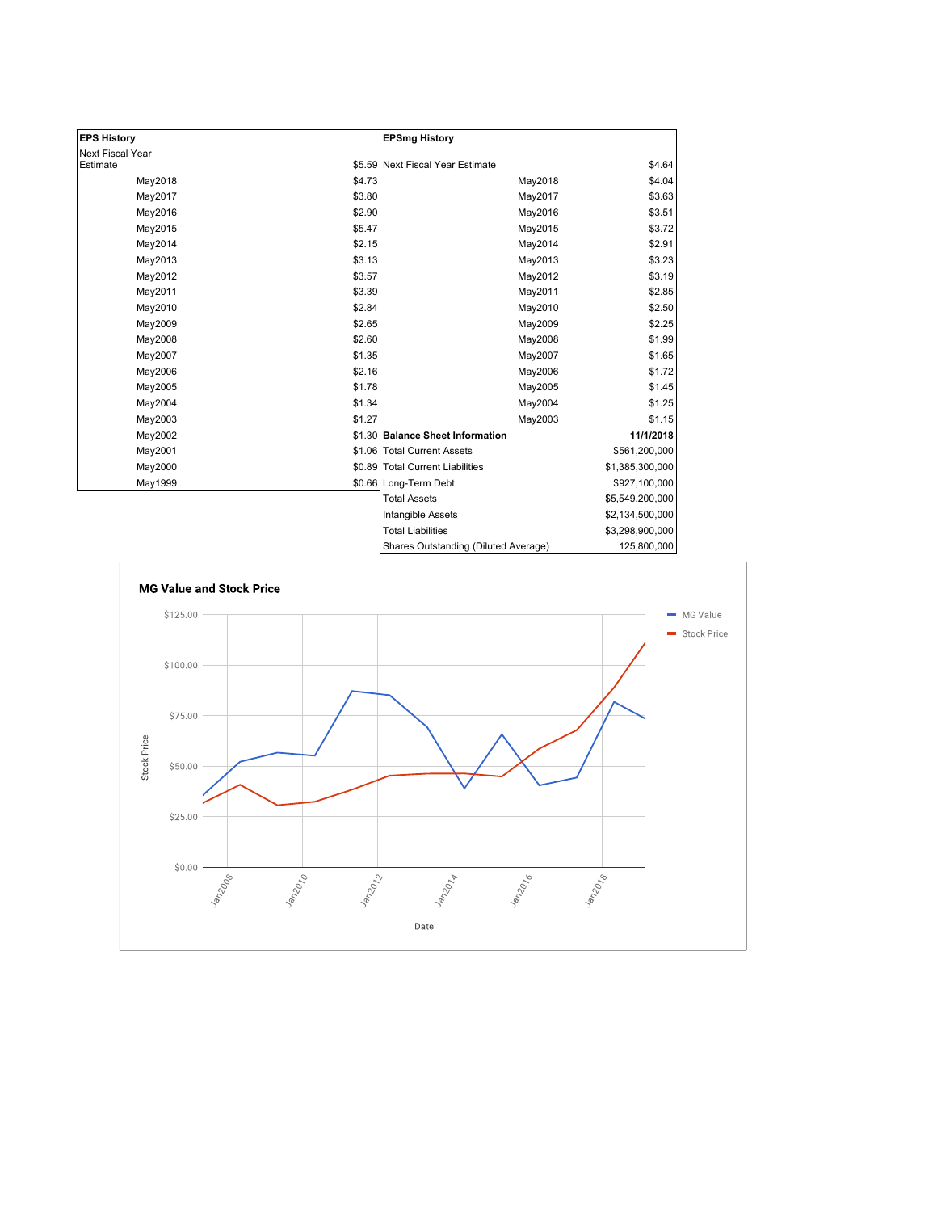| EPS History | | EPSmg History | |
|---|---|---|---|
| Next Fiscal Year Estimate | $5.59 | Next Fiscal Year Estimate | $4.64 |
| May2018 | $4.73 | May2018 | $4.04 |
| May2017 | $3.80 | May2017 | $3.63 |
| May2016 | $2.90 | May2016 | $3.51 |
| May2015 | $5.47 | May2015 | $3.72 |
| May2014 | $2.15 | May2014 | $2.91 |
| May2013 | $3.13 | May2013 | $3.23 |
| May2012 | $3.57 | May2012 | $3.19 |
| May2011 | $3.39 | May2011 | $2.85 |
| May2010 | $2.84 | May2010 | $2.50 |
| May2009 | $2.65 | May2009 | $2.25 |
| May2008 | $2.60 | May2008 | $1.99 |
| May2007 | $1.35 | May2007 | $1.65 |
| May2006 | $2.16 | May2006 | $1.72 |
| May2005 | $1.78 | May2005 | $1.45 |
| May2004 | $1.34 | May2004 | $1.25 |
| May2003 | $1.27 | May2003 | $1.15 |
| May2002 | $1.30 | **Balance Sheet Information** | **11/1/2018** |
| May2001 | $1.06 | Total Current Assets | $561,200,000 |
| May2000 | $0.89 | Total Current Liabilities | $1,385,300,000 |
| May1999 | $0.66 | Long-Term Debt | $927,100,000 |
| | | Total Assets | $5,549,200,000 |
| | | Intangible Assets | $2,134,500,000 |
| | | Total Liabilities | $3,298,900,000 |
| | | Shares Outstanding (Diluted Average) | 125,800,000 |

**MG Value and Stock Price**

MG Value
Stock Price

$125.00
$100.00
$75.00
$50.00
$25.00
$0.00

Stock Price

Jan2008
Jan2010
Jan2012
Jan2014
Jan2016
Jan2018

Date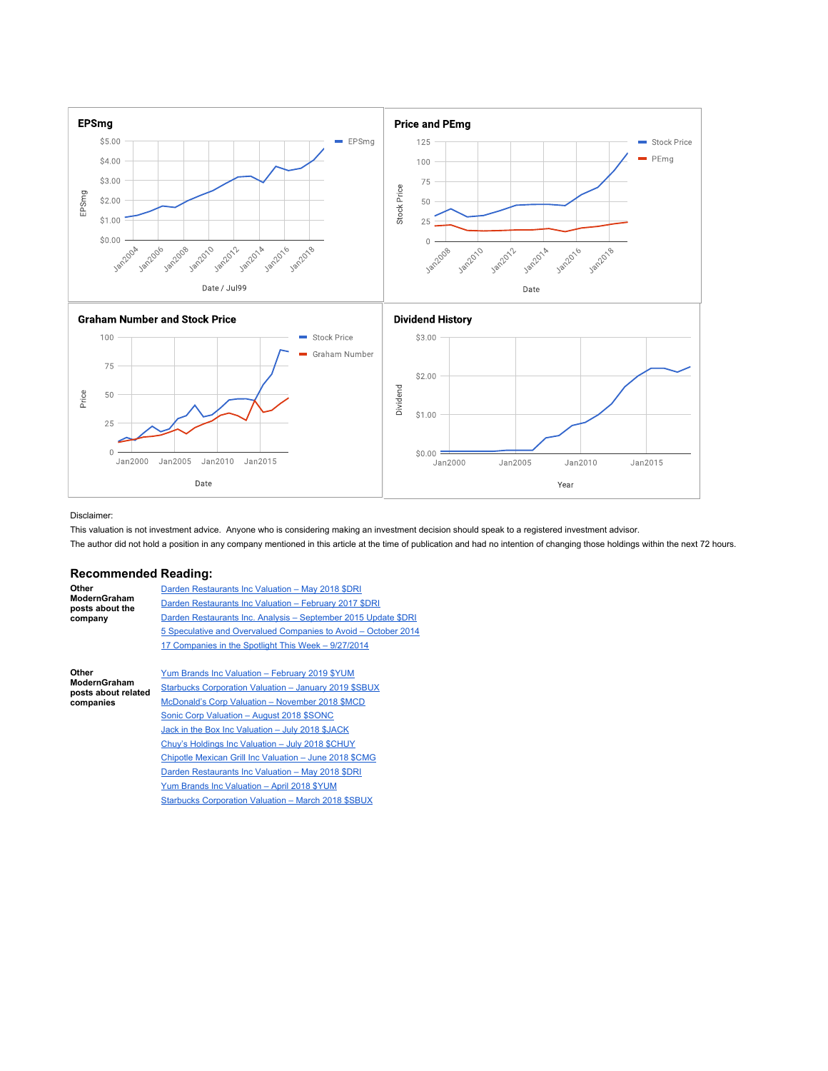EPSmg

$5.00
$4.00
$3.00
$2.00
$1.00
$0.00

EPSmg

Jan2004 Jan2006 Jan2008 Jan2010 Jan2012 Jan2014 Jan2016 Jan2018

Date / Jul99

Price and PEmg

125
100
75
50
25
0

Stock Price

Stock Price
PEmg

Jan2008 Jan2010 Jan2012 Jan2014 Jan2016 Jan2018

Date

Graham Number and Stock Price

100
75
50
25
0

Price

Stock Price
Graham Number

Jan2000 Jan2005 Jan2010 Jan2015

Date

Dividend History

$3.00
$2.00
$1.00
$0.00

Dividend

Jan2000 Jan2005 Jan2010 Jan2015

Year

Disclaimer:

This valuation is not investment advice. Anyone who is considering making an investment decision should speak to a registered investment advisor.

The author did not hold a position in any company mentioned in this article at the time of publication and had no intention of changing those holdings within the next 72 hours.

## Recommended Reading:

**Other ModernGraham posts about the company**

- Darden Restaurants Inc Valuation – May 2018 $DRI
- Darden Restaurants Inc Valuation – February 2017 $DRI
- Darden Restaurants Inc. Analysis – September 2015 Update $DRI
- 5 Speculative and Overvalued Companies to Avoid – October 2014
- 17 Companies in the Spotlight This Week – 9/27/2014

**Other ModernGraham posts about related companies**

- Yum Brands Inc Valuation – February 2019 $YUM
- Starbucks Corporation Valuation – January 2019 $SBUX
- McDonald's Corp Valuation – November 2018 $MCD
- Sonic Corp Valuation – August 2018 $SONC
- Jack in the Box Inc Valuation – July 2018 $JACK
- Chuy's Holdings Inc Valuation – July 2018 $CHUY
- Chipotle Mexican Grill Inc Valuation – June 2018 $CMG
- Darden Restaurants Inc Valuation – May 2018 $DRI
- Yum Brands Inc Valuation – April 2018 $YUM
- Starbucks Corporation Valuation – March 2018 $SBUX